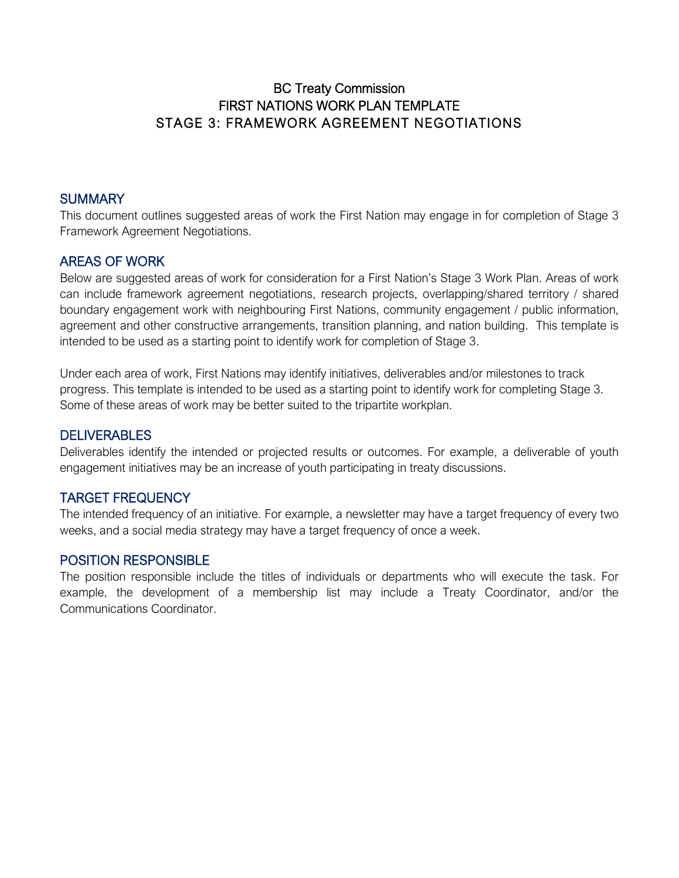# BC Treaty Commission
# FIRST NATIONS WORK PLAN TEMPLATE
# STAGE 3: FRAMEWORK AGREEMENT NEGOTIATIONS

## SUMMARY

This document outlines suggested areas of work the First Nation may engage in for completion of Stage 3 Framework Agreement Negotiations.

## AREAS OF WORK

Below are suggested areas of work for consideration for a First Nation's Stage 3 Work Plan. Areas of work can include framework agreement negotiations, research projects, overlapping/shared territory / shared boundary engagement work with neighbouring First Nations, community engagement / public information, agreement and other constructive arrangements, transition planning, and nation building. This template is intended to be used as a starting point to identify work for completion of Stage 3.

Under each area of work, First Nations may identify initiatives, deliverables and/or milestones to track progress. This template is intended to be used as a starting point to identify work for completing Stage 3. Some of these areas of work may be better suited to the tripartite workplan.

## DELIVERABLES

Deliverables identify the intended or projected results or outcomes. For example, a deliverable of youth engagement initiatives may be an increase of youth participating in treaty discussions.

## TARGET FREQUENCY

The intended frequency of an initiative. For example, a newsletter may have a target frequency of every two weeks, and a social media strategy may have a target frequency of once a week.

## POSITION RESPONSIBLE

The position responsible include the titles of individuals or departments who will execute the task. For example, the development of a membership list may include a Treaty Coordinator, and/or the Communications Coordinator.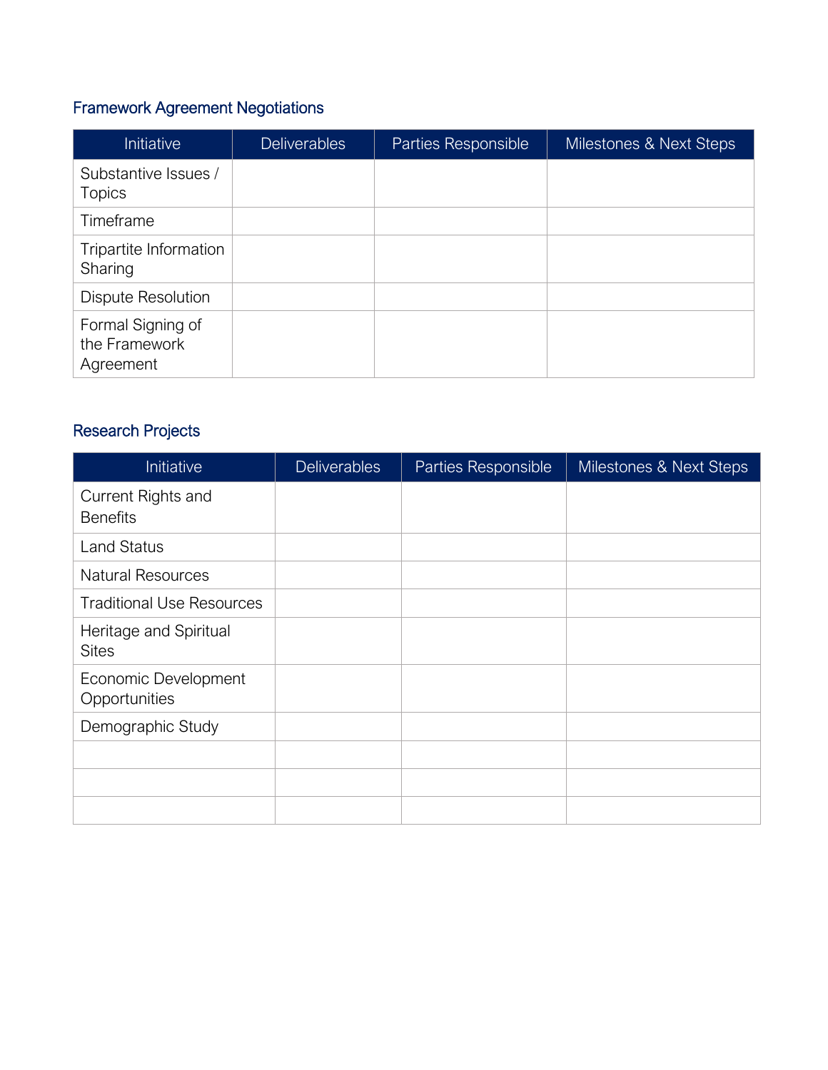## Framework Agreement Negotiations

| Initiative | Deliverables | Parties Responsible | Milestones & Next Steps |
|---|---|---|---|
| Substantive Issues / Topics | | | |
| Timeframe | | | |
| Tripartite Information Sharing | | | |
| Dispute Resolution | | | |
| Formal Signing of the Framework Agreement | | | |

## Research Projects

| Initiative | Deliverables | Parties Responsible | Milestones & Next Steps |
|---|---|---|---|
| Current Rights and Benefits | | | |
| Land Status | | | |
| Natural Resources | | | |
| Traditional Use Resources | | | |
| Heritage and Spiritual Sites | | | |
| Economic Development Opportunities | | | |
| Demographic Study | | | |
| | | | |
| | | | |
| | | | |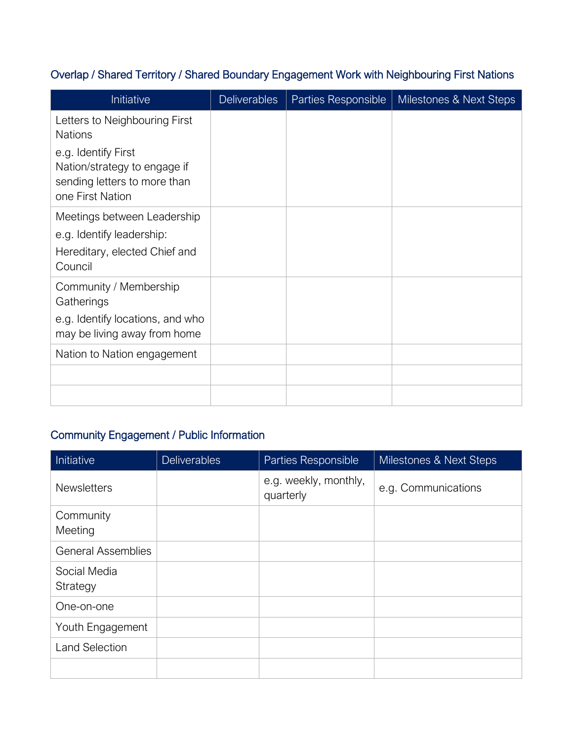## Overlap / Shared Territory / Shared Boundary Engagement Work with Neighbouring First Nations

| Initiative | Deliverables | Parties Responsible | Milestones & Next Steps |
| --- | --- | --- | --- |
| Letters to Neighbouring First Nations<br>e.g. Identify First Nation/strategy to engage if sending letters to more than one First Nation | | | |
| Meetings between Leadership<br>e.g. Identify leadership:<br>Hereditary, elected Chief and Council | | | |
| Community / Membership Gatherings<br>e.g. Identify locations, and who may be living away from home | | | |
| Nation to Nation engagement | | | |
| | | | |
| | | | |

## Community Engagement / Public Information

| Initiative | Deliverables | Parties Responsible | Milestones & Next Steps |
| --- | --- | --- | --- |
| Newsletters | | e.g. weekly, monthly, quarterly | e.g. Communications |
| Community Meeting | | | |
| General Assemblies | | | |
| Social Media Strategy | | | |
| One-on-one | | | |
| Youth Engagement | | | |
| Land Selection | | | |
| | | | |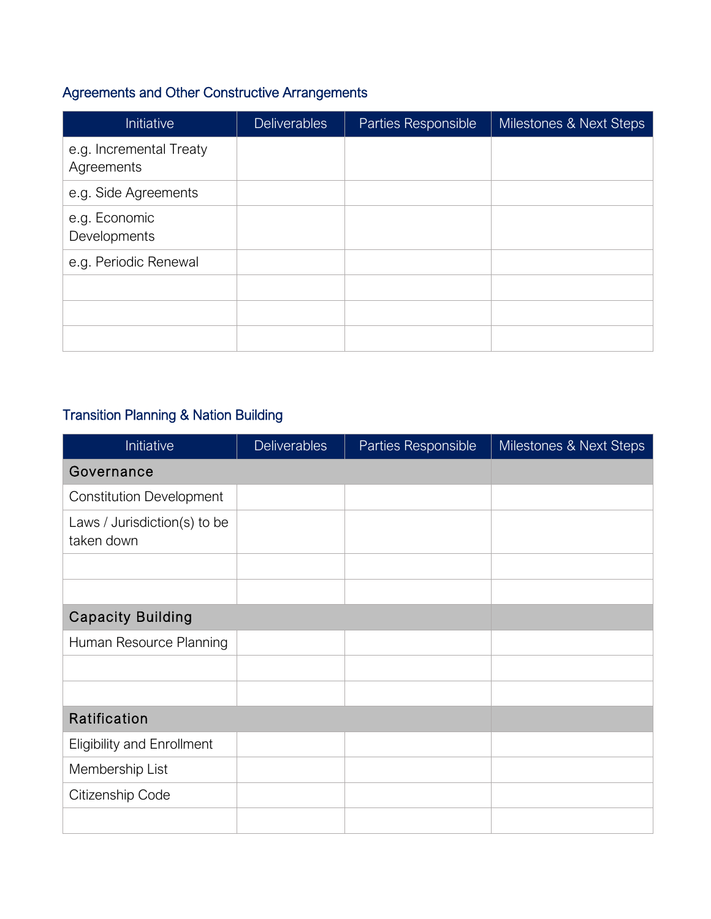## Agreements and Other Constructive Arrangements

| Initiative | Deliverables | Parties Responsible | Milestones & Next Steps |
| --- | --- | --- | --- |
| e.g. Incremental Treaty Agreements | | | |
| e.g. Side Agreements | | | |
| e.g. Economic Developments | | | |
| e.g. Periodic Renewal | | | |
| | | | |
| | | | |
| | | | |

## Transition Planning & Nation Building

| Initiative | Deliverables | Parties Responsible | Milestones & Next Steps |
| --- | --- | --- | --- |
| **Governance** | | | |
| Constitution Development | | | |
| Laws / Jurisdiction(s) to be taken down | | | |
| | | | |
| | | | |
| **Capacity Building** | | | |
| Human Resource Planning | | | |
| | | | |
| | | | |
| **Ratification** | | | |
| Eligibility and Enrollment | | | |
| Membership List | | | |
| Citizenship Code | | | |
| | | | |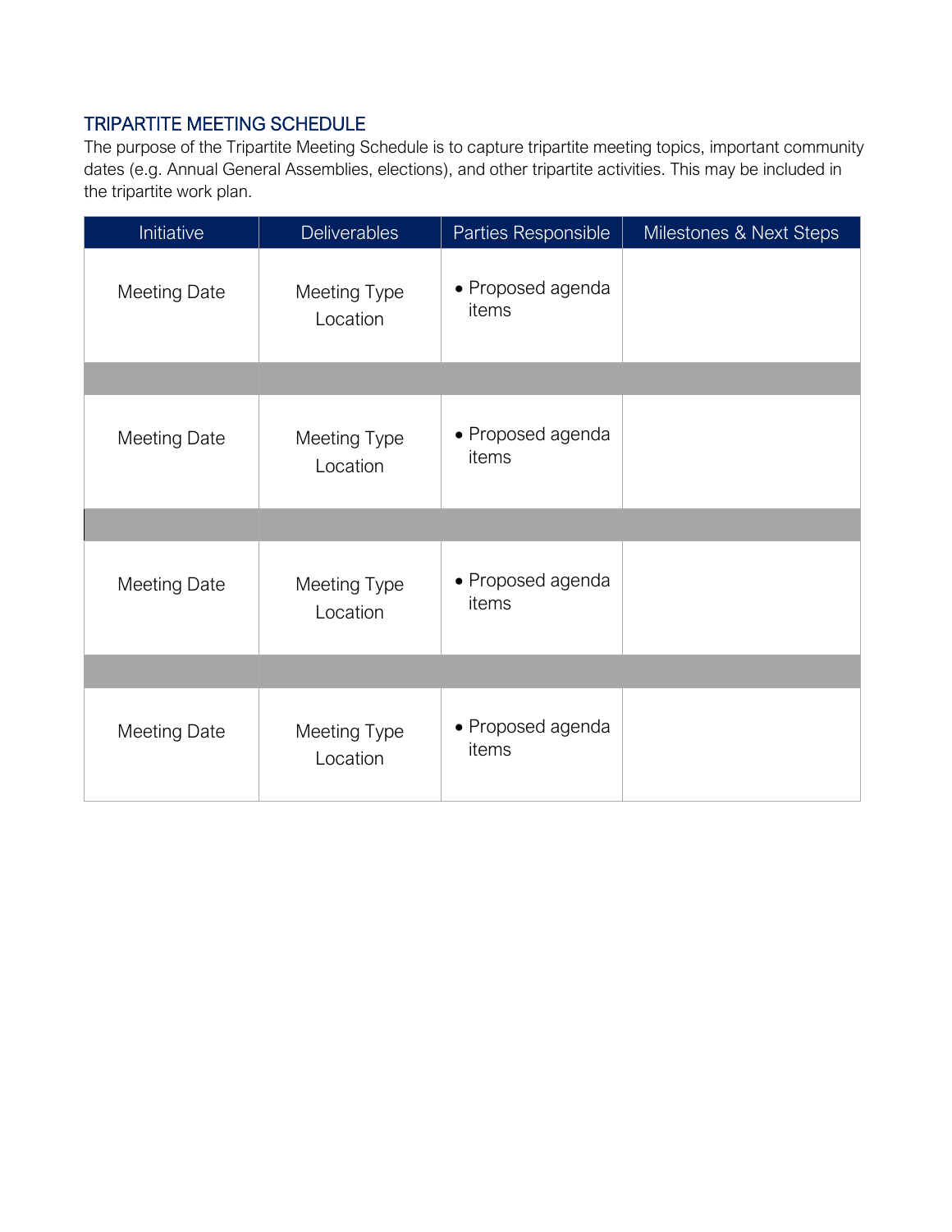## TRIPARTITE MEETING SCHEDULE

The purpose of the Tripartite Meeting Schedule is to capture tripartite meeting topics, important community dates (e.g. Annual General Assemblies, elections), and other tripartite activities. This may be included in the tripartite work plan.

| Initiative | Deliverables | Parties Responsible | Milestones & Next Steps |
|---|---|---|---|
| Meeting Date | Meeting Type<br>Location | • Proposed agenda items | |
| | | | |
| Meeting Date | Meeting Type<br>Location | • Proposed agenda items | |
| | | | |
| Meeting Date | Meeting Type<br>Location | • Proposed agenda items | |
| | | | |
| Meeting Date | Meeting Type<br>Location | • Proposed agenda items | |